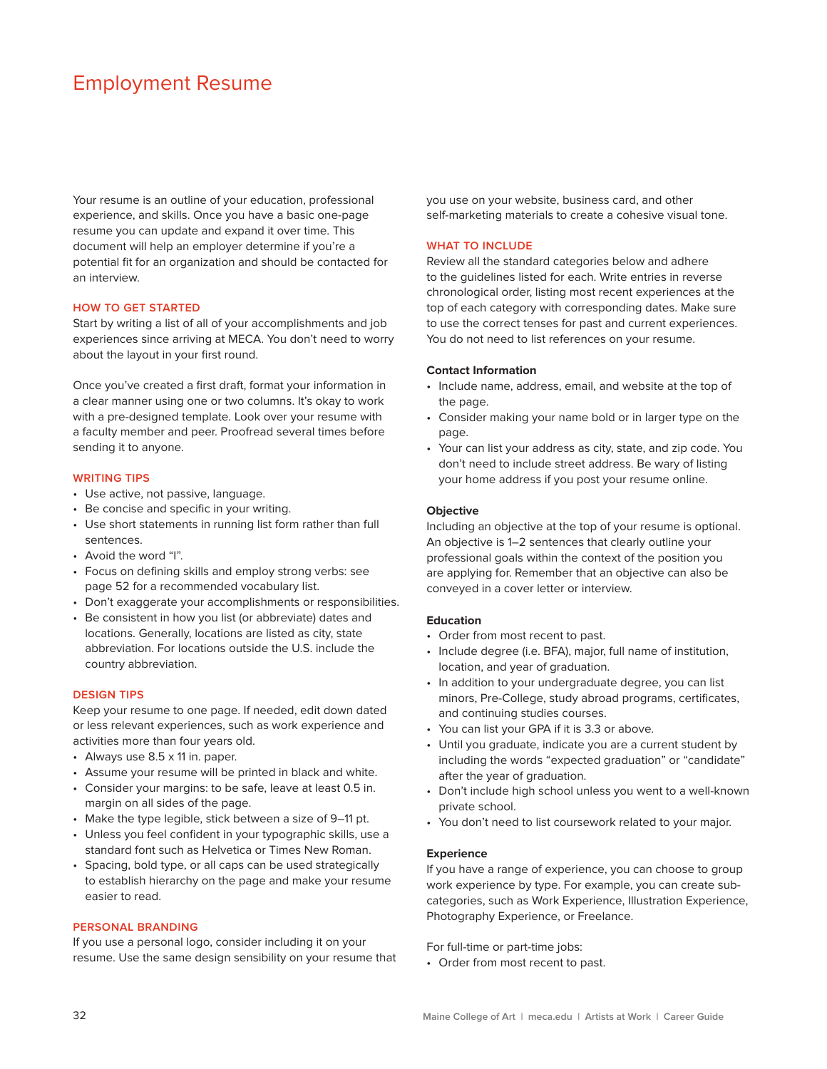# Employment Resume

Your resume is an outline of your education, professional experience, and skills. Once you have a basic one-page resume you can update and expand it over time. This document will help an employer determine if you're a potential fit for an organization and should be contacted for an interview.

## HOW TO GET STARTED

Start by writing a list of all of your accomplishments and job experiences since arriving at MECA. You don't need to worry about the layout in your first round.

Once you've created a first draft, format your information in a clear manner using one or two columns. It's okay to work with a pre-designed template. Look over your resume with a faculty member and peer. Proofread several times before sending it to anyone.

## WRITING TIPS

- Use active, not passive, language.
- Be concise and specific in your writing.
- Use short statements in running list form rather than full sentences.
- Avoid the word "I".
- Focus on defining skills and employ strong verbs: see page 52 for a recommended vocabulary list.
- Don't exaggerate your accomplishments or responsibilities.
- Be consistent in how you list (or abbreviate) dates and locations. Generally, locations are listed as city, state abbreviation. For locations outside the U.S. include the country abbreviation.

## DESIGN TIPS

Keep your resume to one page. If needed, edit down dated or less relevant experiences, such as work experience and activities more than four years old.

- Always use 8.5 x 11 in. paper.
- Assume your resume will be printed in black and white.
- Consider your margins: to be safe, leave at least 0.5 in. margin on all sides of the page.
- Make the type legible, stick between a size of 9–11 pt.
- Unless you feel confident in your typographic skills, use a standard font such as Helvetica or Times New Roman.
- Spacing, bold type, or all caps can be used strategically to establish hierarchy on the page and make your resume easier to read.

## PERSONAL BRANDING

If you use a personal logo, consider including it on your resume. Use the same design sensibility on your resume that you use on your website, business card, and other self-marketing materials to create a cohesive visual tone.

## WHAT TO INCLUDE

Review all the standard categories below and adhere to the guidelines listed for each. Write entries in reverse chronological order, listing most recent experiences at the top of each category with corresponding dates. Make sure to use the correct tenses for past and current experiences. You do not need to list references on your resume.

### Contact Information

- Include name, address, email, and website at the top of the page.
- Consider making your name bold or in larger type on the page.
- Your can list your address as city, state, and zip code. You don't need to include street address. Be wary of listing your home address if you post your resume online.

### Objective

Including an objective at the top of your resume is optional. An objective is 1–2 sentences that clearly outline your professional goals within the context of the position you are applying for. Remember that an objective can also be conveyed in a cover letter or interview.

### Education

- Order from most recent to past.
- Include degree (i.e. BFA), major, full name of institution, location, and year of graduation.
- In addition to your undergraduate degree, you can list minors, Pre-College, study abroad programs, certificates, and continuing studies courses.
- You can list your GPA if it is 3.3 or above.
- Until you graduate, indicate you are a current student by including the words "expected graduation" or "candidate" after the year of graduation.
- Don't include high school unless you went to a well-known private school.
- You don't need to list coursework related to your major.

### Experience

If you have a range of experience, you can choose to group work experience by type. For example, you can create sub-categories, such as Work Experience, Illustration Experience, Photography Experience, or Freelance.

For full-time or part-time jobs:

- Order from most recent to past.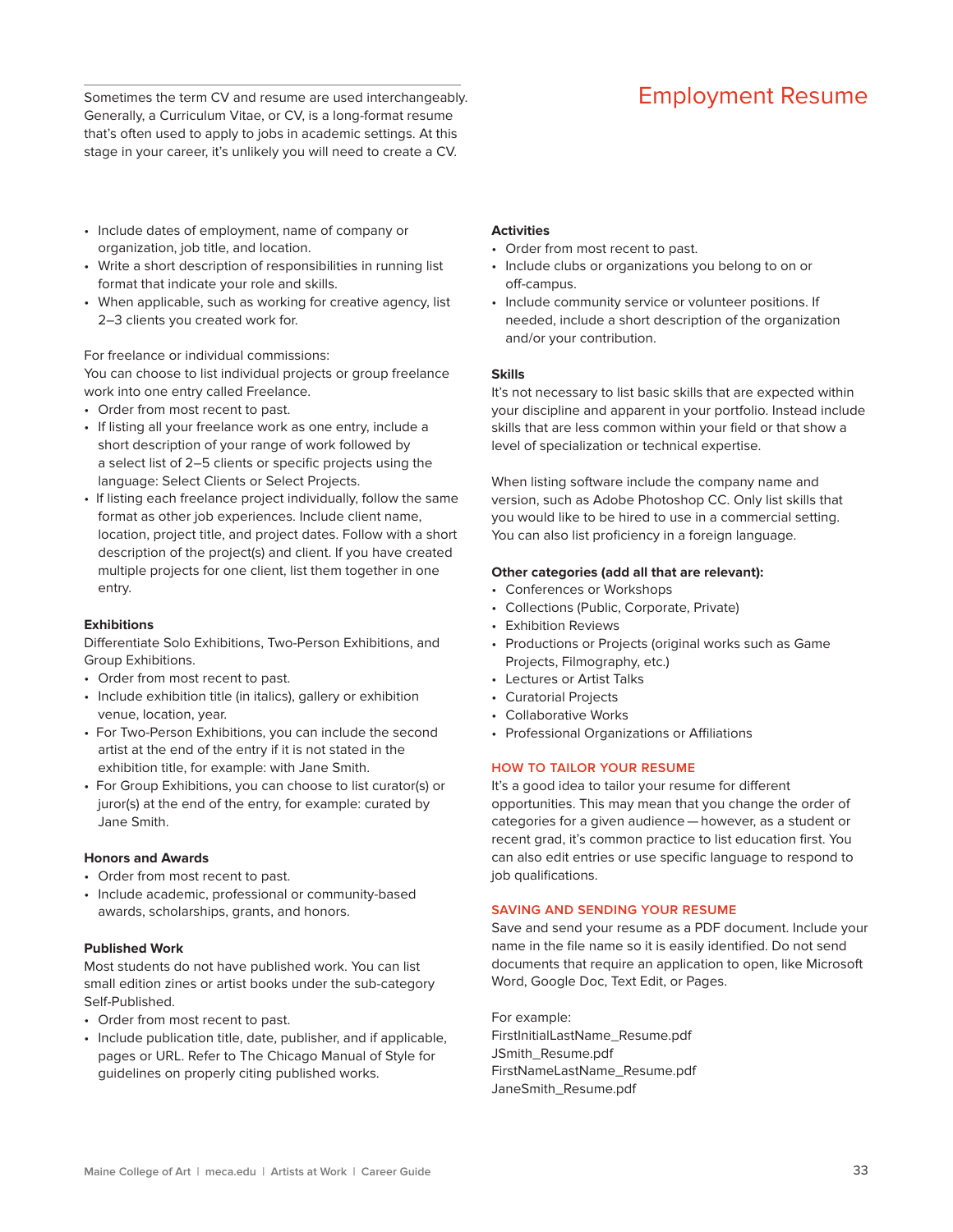# Employment Resume

Sometimes the term CV and resume are used interchangeably. Generally, a Curriculum Vitae, or CV, is a long-format resume that's often used to apply to jobs in academic settings. At this stage in your career, it's unlikely you will need to create a CV.

- Include dates of employment, name of company or organization, job title, and location.
- Write a short description of responsibilities in running list format that indicate your role and skills.
- When applicable, such as working for creative agency, list 2–3 clients you created work for.

For freelance or individual commissions:
You can choose to list individual projects or group freelance work into one entry called Freelance.

- Order from most recent to past.
- If listing all your freelance work as one entry, include a short description of your range of work followed by a select list of 2–5 clients or specific projects using the language: Select Clients or Select Projects.
- If listing each freelance project individually, follow the same format as other job experiences. Include client name, location, project title, and project dates. Follow with a short description of the project(s) and client. If you have created multiple projects for one client, list them together in one entry.

**Exhibitions**

Differentiate Solo Exhibitions, Two-Person Exhibitions, and Group Exhibitions.

- Order from most recent to past.
- Include exhibition title (in italics), gallery or exhibition venue, location, year.
- For Two-Person Exhibitions, you can include the second artist at the end of the entry if it is not stated in the exhibition title, for example: with Jane Smith.
- For Group Exhibitions, you can choose to list curator(s) or juror(s) at the end of the entry, for example: curated by Jane Smith.

**Honors and Awards**

- Order from most recent to past.
- Include academic, professional or community-based awards, scholarships, grants, and honors.

**Published Work**

Most students do not have published work. You can list small edition zines or artist books under the sub-category Self-Published.

- Order from most recent to past.
- Include publication title, date, publisher, and if applicable, pages or URL. Refer to The Chicago Manual of Style for guidelines on properly citing published works.

**Activities**

- Order from most recent to past.
- Include clubs or organizations you belong to on or off-campus.
- Include community service or volunteer positions. If needed, include a short description of the organization and/or your contribution.

**Skills**

It's not necessary to list basic skills that are expected within your discipline and apparent in your portfolio. Instead include skills that are less common within your field or that show a level of specialization or technical expertise.

When listing software include the company name and version, such as Adobe Photoshop CC. Only list skills that you would like to be hired to use in a commercial setting. You can also list proficiency in a foreign language.

**Other categories (add all that are relevant):**

- Conferences or Workshops
- Collections (Public, Corporate, Private)
- Exhibition Reviews
- Productions or Projects (original works such as Game Projects, Filmography, etc.)
- Lectures or Artist Talks
- Curatorial Projects
- Collaborative Works
- Professional Organizations or Affiliations

## HOW TO TAILOR YOUR RESUME

It's a good idea to tailor your resume for different opportunities. This may mean that you change the order of categories for a given audience — however, as a student or recent grad, it's common practice to list education first. You can also edit entries or use specific language to respond to job qualifications.

## SAVING AND SENDING YOUR RESUME

Save and send your resume as a PDF document. Include your name in the file name so it is easily identified. Do not send documents that require an application to open, like Microsoft Word, Google Doc, Text Edit, or Pages.

For example:
FirstInitialLastName_Resume.pdf
JSmith_Resume.pdf
FirstNameLastName_Resume.pdf
JaneSmith_Resume.pdf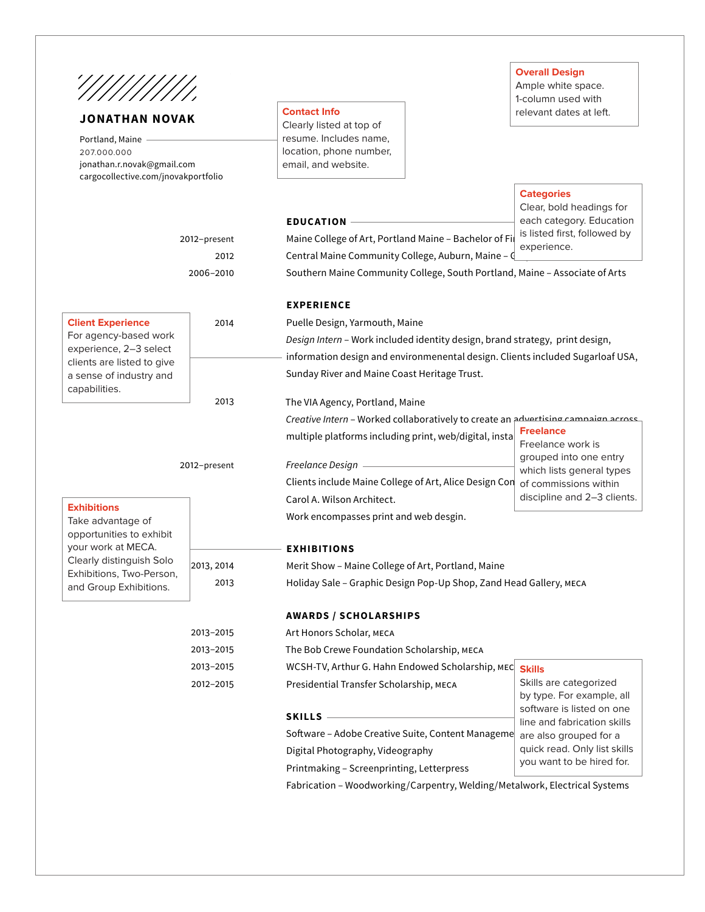**JONATHAN NOVAK**

Portland, Maine
207.000.000
jonathan.r.novak@gmail.com
cargocollective.com/jnovakportfolio

**Contact Info**
Clearly listed at top of resume. Includes name, location, phone number, email, and website.

**Overall Design**
Ample white space. 1-column used with relevant dates at left.

**Categories**
Clear, bold headings for each category. Education is listed first, followed by experience.

## EDUCATION

2012–present Maine College of Art, Portland Maine – Bachelor of Fi

2012 Central Maine Community College, Auburn, Maine – C

2006–2010 Southern Maine Community College, South Portland, Maine – Associate of Arts

## EXPERIENCE

**Client Experience**
For agency-based work experience, 2–3 select clients are listed to give a sense of industry and capabilities.

2014 Puelle Design, Yarmouth, Maine
*Design Intern* – Work included identity design, brand strategy, print design, information design and environmenental design. Clients included Sugarloaf USA, Sunday River and Maine Coast Heritage Trust.

2013 The VIA Agency, Portland, Maine
*Creative Intern* – Worked collaboratively to create an advertising campaign across multiple platforms including print, web/digital, insta

2012–present *Freelance Design*
Clients include Maine College of Art, Alice Design Con
Carol A. Wilson Architect.
Work encompasses print and web desgin.

**Freelance**
Freelance work is grouped into one entry which lists general types of commissions within discipline and 2–3 clients.

**Exhibitions**
Take advantage of opportunities to exhibit your work at MECA. Clearly distinguish Solo Exhibitions, Two-Person, and Group Exhibitions.

## EXHIBITIONS

2013, 2014 Merit Show – Maine College of Art, Portland, Maine

2013 Holiday Sale – Graphic Design Pop-Up Shop, Zand Head Gallery, MECA

## AWARDS / SCHOLARSHIPS

2013–2015 Art Honors Scholar, MECA

2013–2015 The Bob Crewe Foundation Scholarship, MECA

2013–2015 WCSH-TV, Arthur G. Hahn Endowed Scholarship, MEC

2012–2015 Presidential Transfer Scholarship, MECA

## SKILLS

Software – Adobe Creative Suite, Content Manageme
Digital Photography, Videography
Printmaking – Screenprinting, Letterpress
Fabrication – Woodworking/Carpentry, Welding/Metalwork, Electrical Systems

**Skills**
Skills are categorized by type. For example, all software is listed on one line and fabrication skills are also grouped for a quick read. Only list skills you want to be hired for.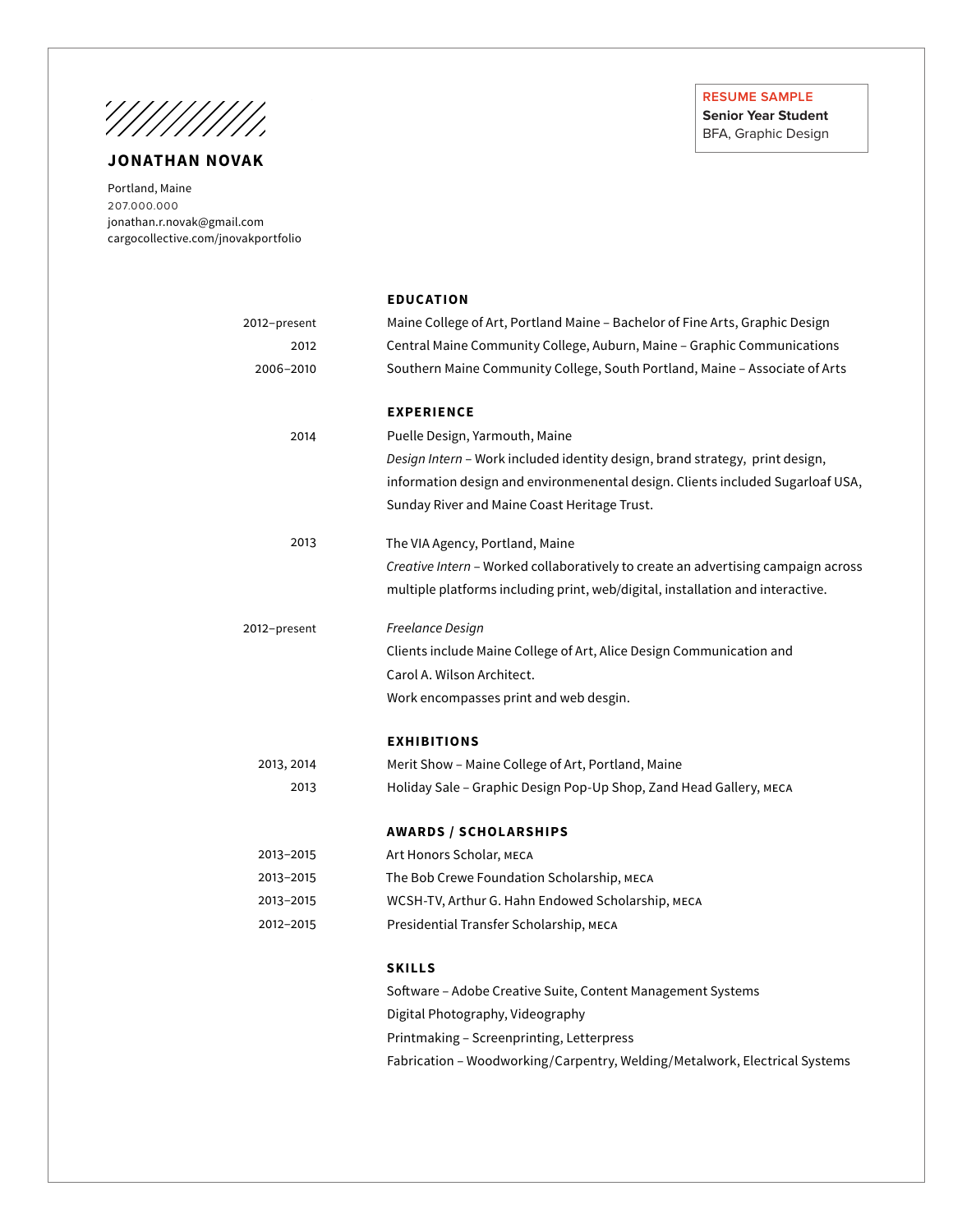**RESUME SAMPLE**
**Senior Year Student**
BFA, Graphic Design

# JONATHAN NOVAK

Portland, Maine
207.000.000
jonathan.r.novak@gmail.com
cargocollective.com/jnovakportfolio

## EDUCATION

2012–present — Maine College of Art, Portland Maine – Bachelor of Fine Arts, Graphic Design

2012 — Central Maine Community College, Auburn, Maine – Graphic Communications

2006–2010 — Southern Maine Community College, South Portland, Maine – Associate of Arts

## EXPERIENCE

2014 — Puelle Design, Yarmouth, Maine
*Design Intern* – Work included identity design, brand strategy, print design, information design and environmenental design. Clients included Sugarloaf USA, Sunday River and Maine Coast Heritage Trust.

2013 — The VIA Agency, Portland, Maine
*Creative Intern* – Worked collaboratively to create an advertising campaign across multiple platforms including print, web/digital, installation and interactive.

2012–present — *Freelance Design*
Clients include Maine College of Art, Alice Design Communication and Carol A. Wilson Architect.
Work encompasses print and web desgin.

## EXHIBITIONS

2013, 2014 — Merit Show – Maine College of Art, Portland, Maine

2013 — Holiday Sale – Graphic Design Pop-Up Shop, Zand Head Gallery, MECA

## AWARDS / SCHOLARSHIPS

2013–2015 — Art Honors Scholar, MECA

2013–2015 — The Bob Crewe Foundation Scholarship, MECA

2013–2015 — WCSH-TV, Arthur G. Hahn Endowed Scholarship, MECA

2012–2015 — Presidential Transfer Scholarship, MECA

## SKILLS

Software – Adobe Creative Suite, Content Management Systems
Digital Photography, Videography
Printmaking – Screenprinting, Letterpress
Fabrication – Woodworking/Carpentry, Welding/Metalwork, Electrical Systems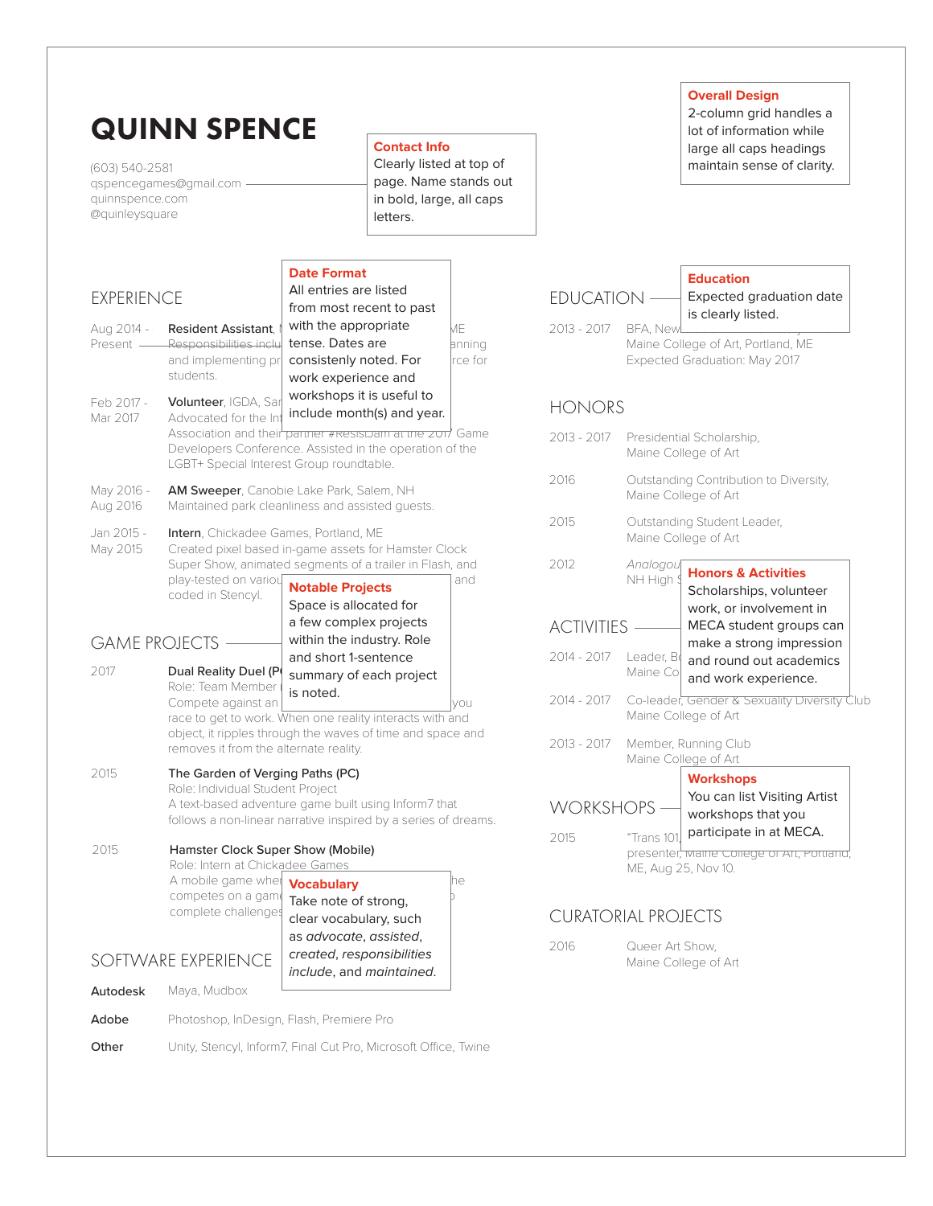# QUINN SPENCE

(603) 540-2581
qspencegames@gmail.com
quinnspence.com
@quinleysquare

**Contact Info**
Clearly listed at top of page. Name stands out in bold, large, all caps letters.

**Overall Design**
2-column grid handles a lot of information while large all caps headings maintain sense of clarity.

## EXPERIENCE

**Date Format**
All entries are listed from most recent to past with the appropriate tense. Dates are consistenly noted. For work experience and workshops it is useful to include month(s) and year.

Aug 2014 - Present — **Resident Assistant**, M... ME
Responsibilities inclu... anning and implementing pr... rce for students.

Feb 2017 - Mar 2017 — **Volunteer**, IGDA, San...
Advocated for the Int... Association and their partner #ResistJam at the 2017 Game Developers Conference. Assisted in the operation of the LGBT+ Special Interest Group roundtable.

May 2016 - Aug 2016 — **AM Sweeper**, Canobie Lake Park, Salem, NH
Maintained park cleanliness and assisted guests.

Jan 2015 - May 2015 — **Intern**, Chickadee Games, Portland, ME
Created pixel based in-game assets for Hamster Clock Super Show, animated segments of a trailer in Flash, and play-tested on variou... and coded in Stencyl.

## GAME PROJECTS

**Notable Projects**
Space is allocated for a few complex projects within the industry. Role and short 1-sentence summary of each project is noted.

2017 — **Dual Reality Duel (P...**
Role: Team Member ...
Compete against an ... you race to get to work. When one reality interacts with and object, it ripples through the waves of time and space and removes it from the alternate reality.

2015 — **The Garden of Verging Paths (PC)**
Role: Individual Student Project
A text-based adventure game built using Inform7 that follows a non-linear narrative inspired by a series of dreams.

2015 — **Hamster Clock Super Show (Mobile)**
Role: Intern at Chickadee Games
A mobile game wher... he competes on a gam... complete challenges...

**Vocabulary**
Take note of strong, clear vocabulary, such as *advocate*, *assisted*, *created*, *responsibilities include*, and *maintained*.

## SOFTWARE EXPERIENCE

**Autodesk** — Maya, Mudbox

**Adobe** — Photoshop, InDesign, Flash, Premiere Pro

**Other** — Unity, Stencyl, Inform7, Final Cut Pro, Microsoft Office, Twine

## EDUCATION

**Education**
Expected graduation date is clearly listed.

2013 - 2017 — BFA, New...
Maine College of Art, Portland, ME
Expected Graduation: May 2017

## HONORS

2013 - 2017 — Presidential Scholarship, Maine College of Art

2016 — Outstanding Contribution to Diversity, Maine College of Art

2015 — Outstanding Student Leader, Maine College of Art

2012 — *Analogou...* NH High S...

**Honors & Activities**
Scholarships, volunteer work, or involvement in MECA student groups can make a strong impression and round out academics and work experience.

## ACTIVITIES

2014 - 2017 — Leader, B... Maine Co...

2014 - 2017 — Co-leader, Gender & Sexuality Diversity Club, Maine College of Art

2013 - 2017 — Member, Running Club, Maine College of Art

## WORKSHOPS

**Workshops**
You can list Visiting Artist workshops that you participate in at MECA.

2015 — "Trans 101,... presenter, Maine College of Art, Portland, ME, Aug 25, Nov 10.

## CURATORIAL PROJECTS

2016 — Queer Art Show, Maine College of Art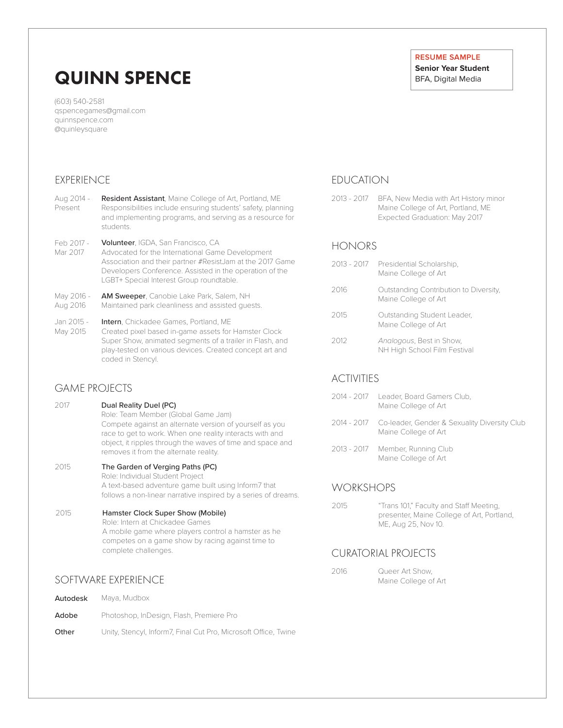**RESUME SAMPLE**
**Senior Year Student**
BFA, Digital Media

# QUINN SPENCE

(603) 540-2581
qspencegames@gmail.com
quinnspence.com
@quinleysquare

## EXPERIENCE

Aug 2014 - Present
**Resident Assistant**, Maine College of Art, Portland, ME
Responsibilities include ensuring students' safety, planning and implementing programs, and serving as a resource for students.

Feb 2017 - Mar 2017
**Volunteer**, IGDA, San Francisco, CA
Advocated for the International Game Development Association and their partner #ResistJam at the 2017 Game Developers Conference. Assisted in the operation of the LGBT+ Special Interest Group roundtable.

May 2016 - Aug 2016
**AM Sweeper**, Canobie Lake Park, Salem, NH
Maintained park cleanliness and assisted guests.

Jan 2015 - May 2015
**Intern**, Chickadee Games, Portland, ME
Created pixel based in-game assets for Hamster Clock Super Show, animated segments of a trailer in Flash, and play-tested on various devices. Created concept art and coded in Stencyl.

## GAME PROJECTS

2017
**Dual Reality Duel (PC)**
Role: Team Member (Global Game Jam)
Compete against an alternate version of yourself as you race to get to work. When one reality interacts with and object, it ripples through the waves of time and space and removes it from the alternate reality.

2015
**The Garden of Verging Paths (PC)**
Role: Individual Student Project
A text-based adventure game built using Inform7 that follows a non-linear narrative inspired by a series of dreams.

2015
**Hamster Clock Super Show (Mobile)**
Role: Intern at Chickadee Games
A mobile game where players control a hamster as he competes on a game show by racing against time to complete challenges.

## SOFTWARE EXPERIENCE

**Autodesk** Maya, Mudbox

**Adobe** Photoshop, InDesign, Flash, Premiere Pro

**Other** Unity, Stencyl, Inform7, Final Cut Pro, Microsoft Office, Twine

## EDUCATION

2013 - 2017
BFA, New Media with Art History minor
Maine College of Art, Portland, ME
Expected Graduation: May 2017

## HONORS

2013 - 2017
Presidential Scholarship,
Maine College of Art

2016
Outstanding Contribution to Diversity,
Maine College of Art

2015
Outstanding Student Leader,
Maine College of Art

2012
*Analogous*, Best in Show,
NH High School Film Festival

## ACTIVITIES

2014 - 2017
Leader, Board Gamers Club,
Maine College of Art

2014 - 2017
Co-leader, Gender & Sexuality Diversity Club
Maine College of Art

2013 - 2017
Member, Running Club
Maine College of Art

## WORKSHOPS

2015
"Trans 101," Faculty and Staff Meeting, presenter, Maine College of Art, Portland, ME, Aug 25, Nov 10.

## CURATORIAL PROJECTS

2016
Queer Art Show,
Maine College of Art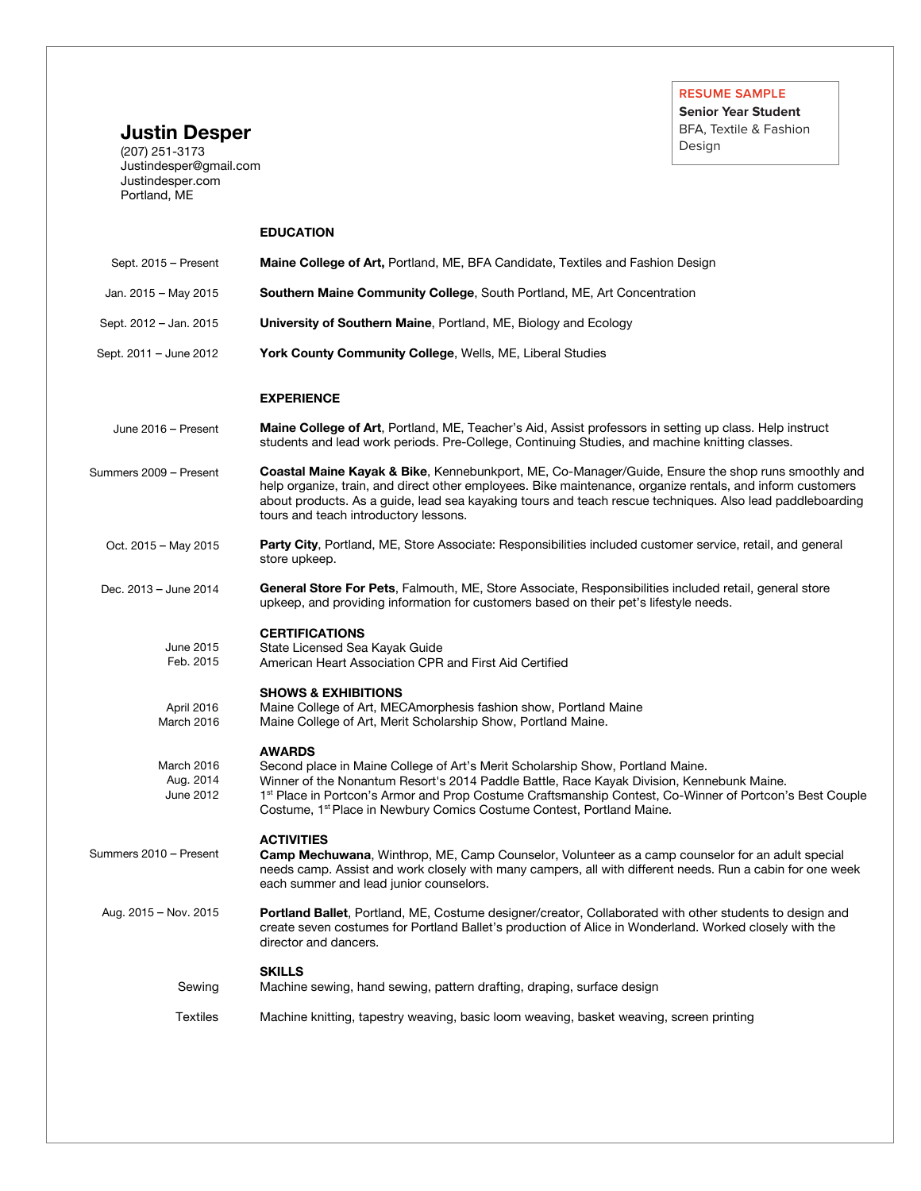**RESUME SAMPLE**
**Senior Year Student**
BFA, Textile & Fashion Design

# Justin Desper

(207) 251-3173
Justindesper@gmail.com
Justindesper.com
Portland, ME

## EDUCATION

Sept. 2015 – Present — **Maine College of Art,** Portland, ME, BFA Candidate, Textiles and Fashion Design

Jan. 2015 – May 2015 — **Southern Maine Community College**, South Portland, ME, Art Concentration

Sept. 2012 – Jan. 2015 — **University of Southern Maine**, Portland, ME, Biology and Ecology

Sept. 2011 – June 2012 — **York County Community College**, Wells, ME, Liberal Studies

## EXPERIENCE

June 2016 – Present — **Maine College of Art**, Portland, ME, Teacher's Aid, Assist professors in setting up class. Help instruct students and lead work periods. Pre-College, Continuing Studies, and machine knitting classes.

Summers 2009 – Present — **Coastal Maine Kayak & Bike**, Kennebunkport, ME, Co-Manager/Guide, Ensure the shop runs smoothly and help organize, train, and direct other employees. Bike maintenance, organize rentals, and inform customers about products. As a guide, lead sea kayaking tours and teach rescue techniques. Also lead paddleboarding tours and teach introductory lessons.

Oct. 2015 – May 2015 — **Party City**, Portland, ME, Store Associate: Responsibilities included customer service, retail, and general store upkeep.

Dec. 2013 – June 2014 — **General Store For Pets**, Falmouth, ME, Store Associate, Responsibilities included retail, general store upkeep, and providing information for customers based on their pet's lifestyle needs.

## CERTIFICATIONS

June 2015 — State Licensed Sea Kayak Guide
Feb. 2015 — American Heart Association CPR and First Aid Certified

## SHOWS & EXHIBITIONS

April 2016 — Maine College of Art, MECAmorphesis fashion show, Portland Maine
March 2016 — Maine College of Art, Merit Scholarship Show, Portland Maine.

## AWARDS

March 2016 — Second place in Maine College of Art's Merit Scholarship Show, Portland Maine.
Aug. 2014 — Winner of the Nonantum Resort's 2014 Paddle Battle, Race Kayak Division, Kennebunk Maine.
June 2012 — 1st Place in Portcon's Armor and Prop Costume Craftsmanship Contest, Co-Winner of Portcon's Best Couple Costume, 1st Place in Newbury Comics Costume Contest, Portland Maine.

## ACTIVITIES

Summers 2010 – Present — **Camp Mechuwana**, Winthrop, ME, Camp Counselor, Volunteer as a camp counselor for an adult special needs camp. Assist and work closely with many campers, all with different needs. Run a cabin for one week each summer and lead junior counselors.

Aug. 2015 – Nov. 2015 — **Portland Ballet**, Portland, ME, Costume designer/creator, Collaborated with other students to design and create seven costumes for Portland Ballet's production of Alice in Wonderland. Worked closely with the director and dancers.

## SKILLS

Sewing — Machine sewing, hand sewing, pattern drafting, draping, surface design

Textiles — Machine knitting, tapestry weaving, basic loom weaving, basket weaving, screen printing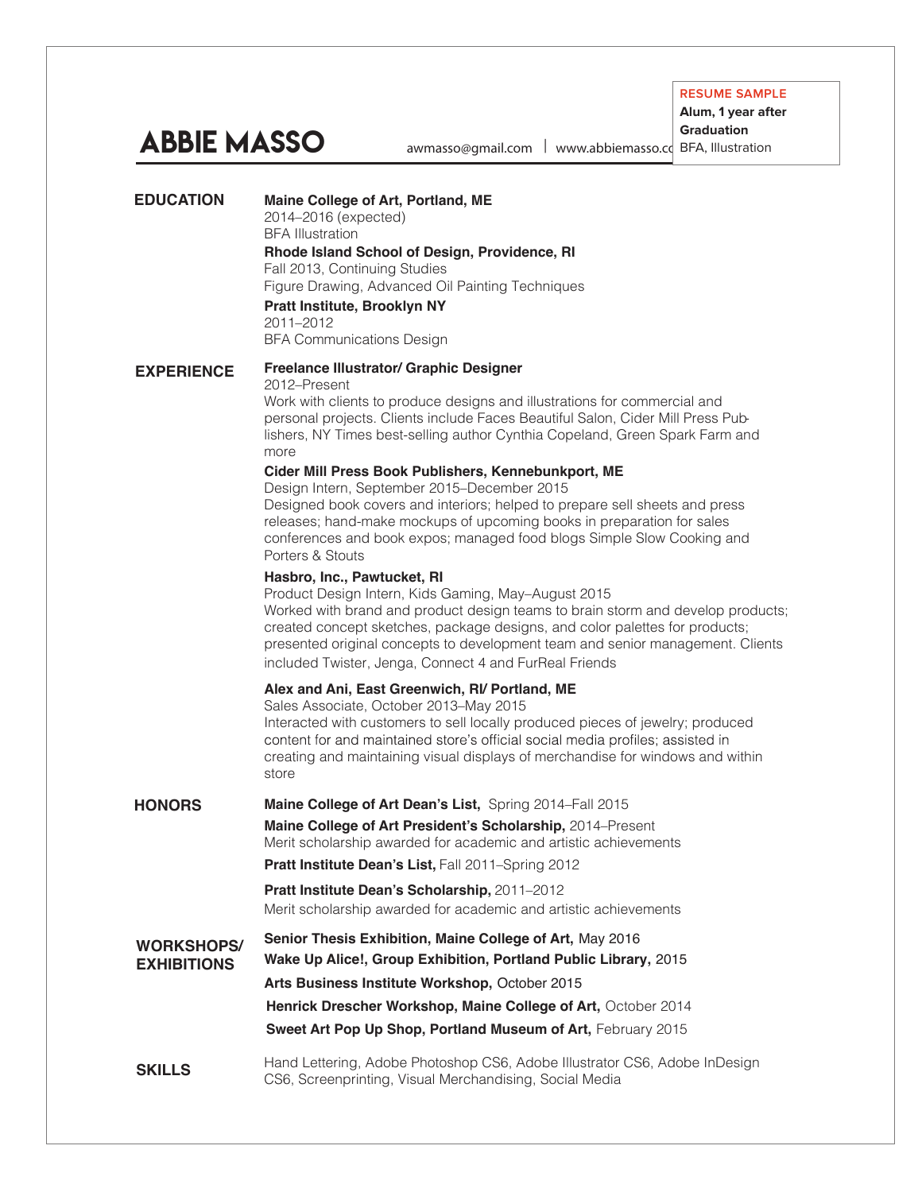**RESUME SAMPLE**
**Alum, 1 year after Graduation**
BFA, Illustration

# ABBIE MASSO

awmasso@gmail.com | www.abbiemasso.co

## EDUCATION

**Maine College of Art, Portland, ME**
2014–2016 (expected)
BFA Illustration

**Rhode Island School of Design, Providence, RI**
Fall 2013, Continuing Studies
Figure Drawing, Advanced Oil Painting Techniques

**Pratt Institute, Brooklyn NY**
2011–2012
BFA Communications Design

## EXPERIENCE

**Freelance Illustrator/ Graphic Designer**
2012–Present
Work with clients to produce designs and illustrations for commercial and personal projects. Clients include Faces Beautiful Salon, Cider Mill Press Publishers, NY Times best-selling author Cynthia Copeland, Green Spark Farm and more

**Cider Mill Press Book Publishers, Kennebunkport, ME**
Design Intern, September 2015–December 2015
Designed book covers and interiors; helped to prepare sell sheets and press releases; hand-make mockups of upcoming books in preparation for sales conferences and book expos; managed food blogs Simple Slow Cooking and Porters & Stouts

**Hasbro, Inc., Pawtucket, RI**
Product Design Intern, Kids Gaming, May–August 2015
Worked with brand and product design teams to brain storm and develop products; created concept sketches, package designs, and color palettes for products; presented original concepts to development team and senior management. Clients included Twister, Jenga, Connect 4 and FurReal Friends

**Alex and Ani, East Greenwich, RI/ Portland, ME**
Sales Associate, October 2013–May 2015
Interacted with customers to sell locally produced pieces of jewelry; produced content for and maintained store's official social media profiles; assisted in creating and maintaining visual displays of merchandise for windows and within store

## HONORS

**Maine College of Art Dean's List,** Spring 2014–Fall 2015

**Maine College of Art President's Scholarship,** 2014–Present
Merit scholarship awarded for academic and artistic achievements

**Pratt Institute Dean's List,** Fall 2011–Spring 2012

**Pratt Institute Dean's Scholarship,** 2011–2012
Merit scholarship awarded for academic and artistic achievements

## WORKSHOPS/ EXHIBITIONS

**Senior Thesis Exhibition, Maine College of Art,** May 2016

**Wake Up Alice!, Group Exhibition, Portland Public Library,** 2015

**Arts Business Institute Workshop,** October 2015

**Henrick Drescher Workshop, Maine College of Art,** October 2014

**Sweet Art Pop Up Shop, Portland Museum of Art,** February 2015

## SKILLS

Hand Lettering, Adobe Photoshop CS6, Adobe Illustrator CS6, Adobe InDesign CS6, Screenprinting, Visual Merchandising, Social Media